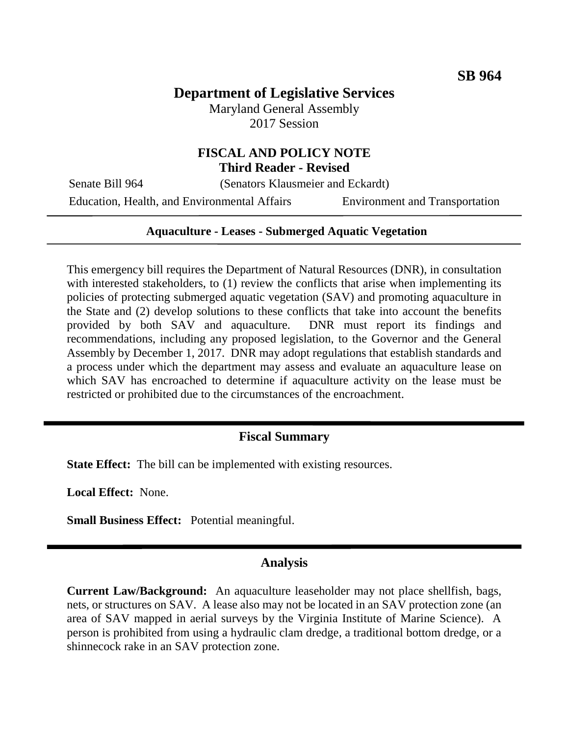**SB 964**

# Department of Legislative Services

Maryland General Assembly
2017 Session

## FISCAL AND POLICY NOTE
**Third Reader - Revised**

Senate Bill 964 (Senators Klausmeier and Eckardt)

Education, Health, and Environmental Affairs — Environment and Transportation

**Aquaculture - Leases - Submerged Aquatic Vegetation**

This emergency bill requires the Department of Natural Resources (DNR), in consultation with interested stakeholders, to (1) review the conflicts that arise when implementing its policies of protecting submerged aquatic vegetation (SAV) and promoting aquaculture in the State and (2) develop solutions to these conflicts that take into account the benefits provided by both SAV and aquaculture. DNR must report its findings and recommendations, including any proposed legislation, to the Governor and the General Assembly by December 1, 2017. DNR may adopt regulations that establish standards and a process under which the department may assess and evaluate an aquaculture lease on which SAV has encroached to determine if aquaculture activity on the lease must be restricted or prohibited due to the circumstances of the encroachment.

## Fiscal Summary

**State Effect:** The bill can be implemented with existing resources.

**Local Effect:** None.

**Small Business Effect:** Potential meaningful.

## Analysis

**Current Law/Background:** An aquaculture leaseholder may not place shellfish, bags, nets, or structures on SAV. A lease also may not be located in an SAV protection zone (an area of SAV mapped in aerial surveys by the Virginia Institute of Marine Science). A person is prohibited from using a hydraulic clam dredge, a traditional bottom dredge, or a shinnecock rake in an SAV protection zone.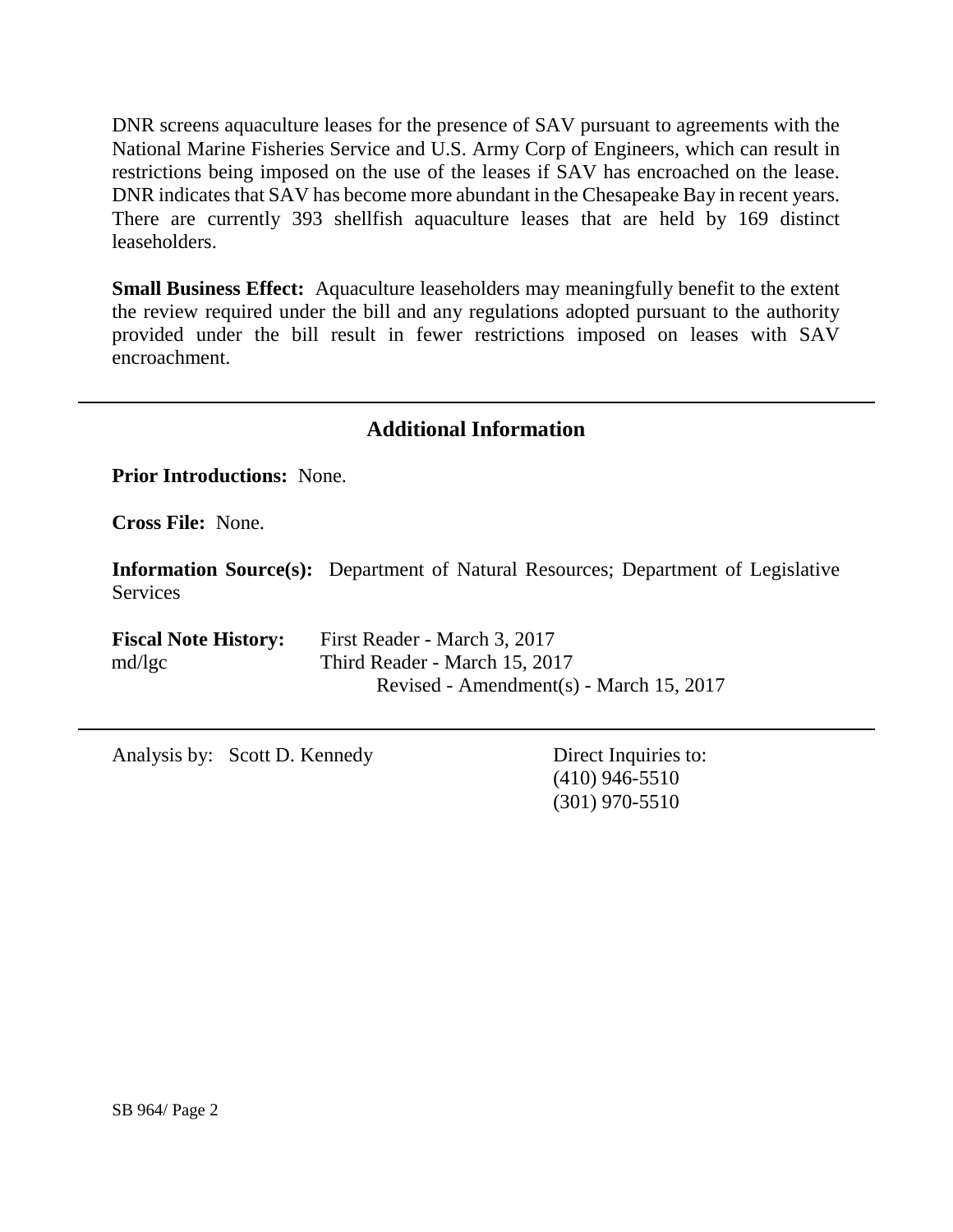DNR screens aquaculture leases for the presence of SAV pursuant to agreements with the National Marine Fisheries Service and U.S. Army Corp of Engineers, which can result in restrictions being imposed on the use of the leases if SAV has encroached on the lease. DNR indicates that SAV has become more abundant in the Chesapeake Bay in recent years. There are currently 393 shellfish aquaculture leases that are held by 169 distinct leaseholders.

**Small Business Effect:** Aquaculture leaseholders may meaningfully benefit to the extent the review required under the bill and any regulations adopted pursuant to the authority provided under the bill result in fewer restrictions imposed on leases with SAV encroachment.

---

## Additional Information

**Prior Introductions:** None.

**Cross File:** None.

**Information Source(s):** Department of Natural Resources; Department of Legislative Services

| | |
|---|---|
| **Fiscal Note History:** | First Reader - March 3, 2017 |
| md/lgc | Third Reader - March 15, 2017 |
| | Revised - Amendment(s) - March 15, 2017 |

---

Analysis by: Scott D. Kennedy

Direct Inquiries to:
(410) 946-5510
(301) 970-5510